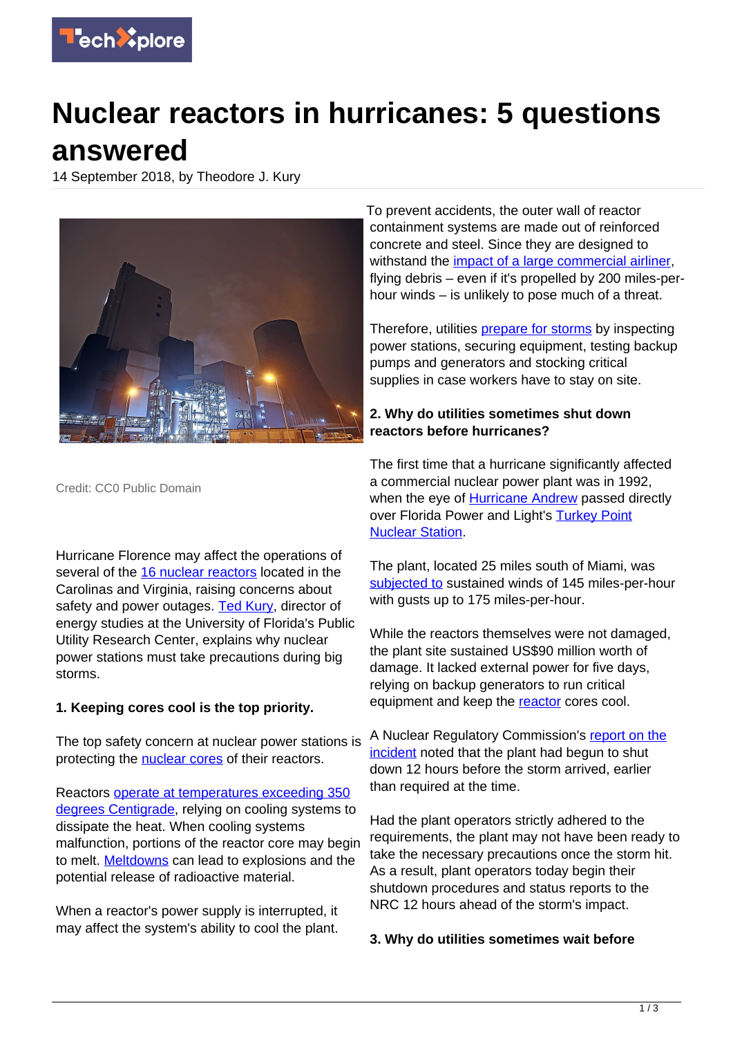# Nuclear reactors in hurricanes: 5 questions answered

14 September 2018, by Theodore J. Kury

Credit: CC0 Public Domain

Hurricane Florence may affect the operations of several of the 16 nuclear reactors located in the Carolinas and Virginia, raising concerns about safety and power outages. Ted Kury, director of energy studies at the University of Florida's Public Utility Research Center, explains why nuclear power stations must take precautions during big storms.

**1. Keeping cores cool is the top priority.**

The top safety concern at nuclear power stations is protecting the nuclear cores of their reactors.

Reactors operate at temperatures exceeding 350 degrees Centigrade, relying on cooling systems to dissipate the heat. When cooling systems malfunction, portions of the reactor core may begin to melt. Meltdowns can lead to explosions and the potential release of radioactive material.

When a reactor's power supply is interrupted, it may affect the system's ability to cool the plant. To prevent accidents, the outer wall of reactor containment systems are made out of reinforced concrete and steel. Since they are designed to withstand the impact of a large commercial airliner, flying debris – even if it's propelled by 200 miles-per-hour winds – is unlikely to pose much of a threat.

Therefore, utilities prepare for storms by inspecting power stations, securing equipment, testing backup pumps and generators and stocking critical supplies in case workers have to stay on site.

**2. Why do utilities sometimes shut down reactors before hurricanes?**

The first time that a hurricane significantly affected a commercial nuclear power plant was in 1992, when the eye of Hurricane Andrew passed directly over Florida Power and Light's Turkey Point Nuclear Station.

The plant, located 25 miles south of Miami, was subjected to sustained winds of 145 miles-per-hour with gusts up to 175 miles-per-hour.

While the reactors themselves were not damaged, the plant site sustained US$90 million worth of damage. It lacked external power for five days, relying on backup generators to run critical equipment and keep the reactor cores cool.

A Nuclear Regulatory Commission's report on the incident noted that the plant had begun to shut down 12 hours before the storm arrived, earlier than required at the time.

Had the plant operators strictly adhered to the requirements, the plant may not have been ready to take the necessary precautions once the storm hit. As a result, plant operators today begin their shutdown procedures and status reports to the NRC 12 hours ahead of the storm's impact.

**3. Why do utilities sometimes wait before**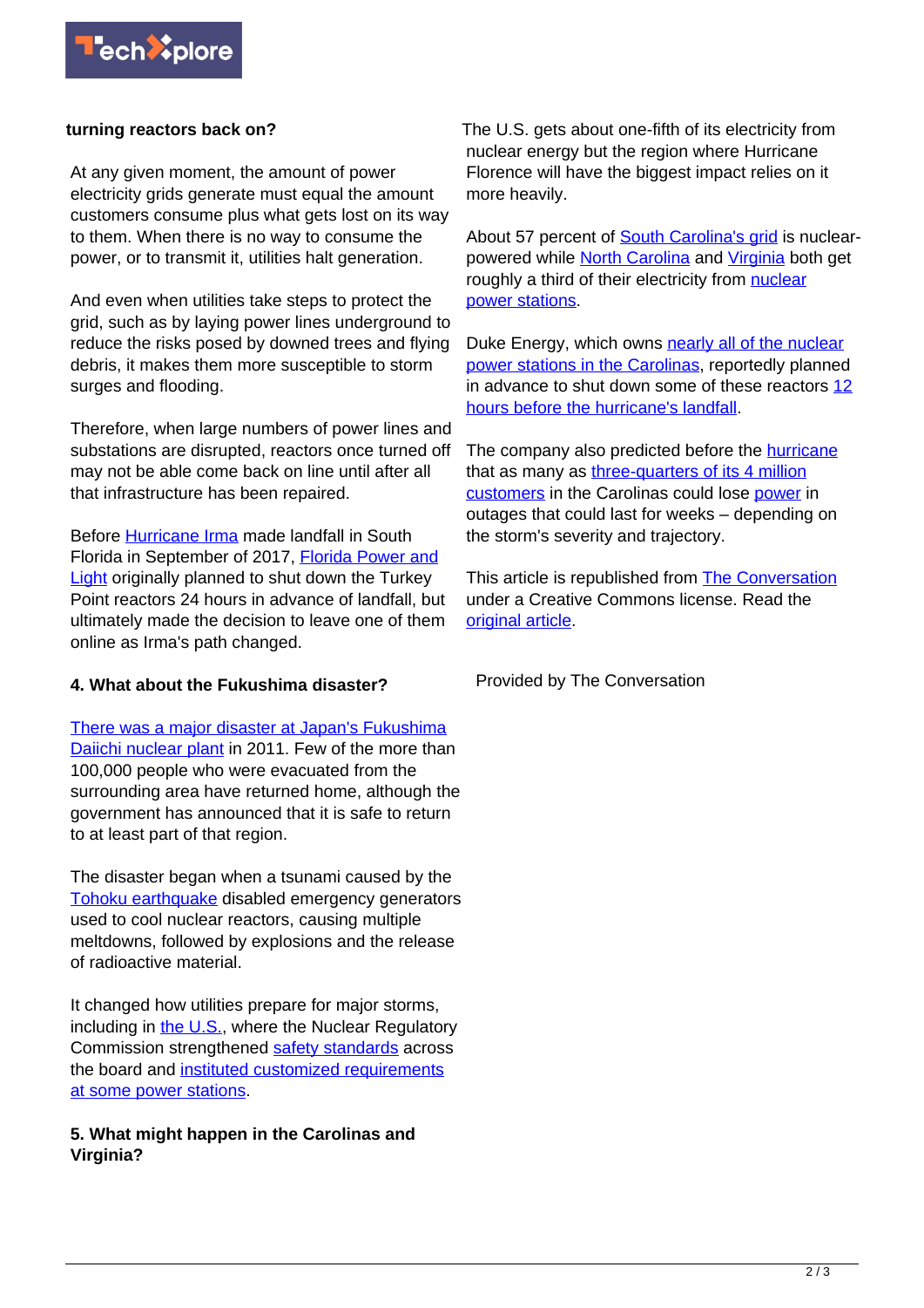**turning reactors back on?**

At any given moment, the amount of power electricity grids generate must equal the amount customers consume plus what gets lost on its way to them. When there is no way to consume the power, or to transmit it, utilities halt generation.

And even when utilities take steps to protect the grid, such as by laying power lines underground to reduce the risks posed by downed trees and flying debris, it makes them more susceptible to storm surges and flooding.

Therefore, when large numbers of power lines and substations are disrupted, reactors once turned off may not be able come back on line until after all that infrastructure has been repaired.

Before Hurricane Irma made landfall in South Florida in September of 2017, Florida Power and Light originally planned to shut down the Turkey Point reactors 24 hours in advance of landfall, but ultimately made the decision to leave one of them online as Irma's path changed.

**4. What about the Fukushima disaster?**

There was a major disaster at Japan's Fukushima Daiichi nuclear plant in 2011. Few of the more than 100,000 people who were evacuated from the surrounding area have returned home, although the government has announced that it is safe to return to at least part of that region.

The disaster began when a tsunami caused by the Tohoku earthquake disabled emergency generators used to cool nuclear reactors, causing multiple meltdowns, followed by explosions and the release of radioactive material.

It changed how utilities prepare for major storms, including in the U.S., where the Nuclear Regulatory Commission strengthened safety standards across the board and instituted customized requirements at some power stations.

**5. What might happen in the Carolinas and Virginia?**

The U.S. gets about one-fifth of its electricity from nuclear energy but the region where Hurricane Florence will have the biggest impact relies on it more heavily.

About 57 percent of South Carolina's grid is nuclear-powered while North Carolina and Virginia both get roughly a third of their electricity from nuclear power stations.

Duke Energy, which owns nearly all of the nuclear power stations in the Carolinas, reportedly planned in advance to shut down some of these reactors 12 hours before the hurricane's landfall.

The company also predicted before the hurricane that as many as three-quarters of its 4 million customers in the Carolinas could lose power in outages that could last for weeks – depending on the storm's severity and trajectory.

This article is republished from The Conversation under a Creative Commons license. Read the original article.

Provided by The Conversation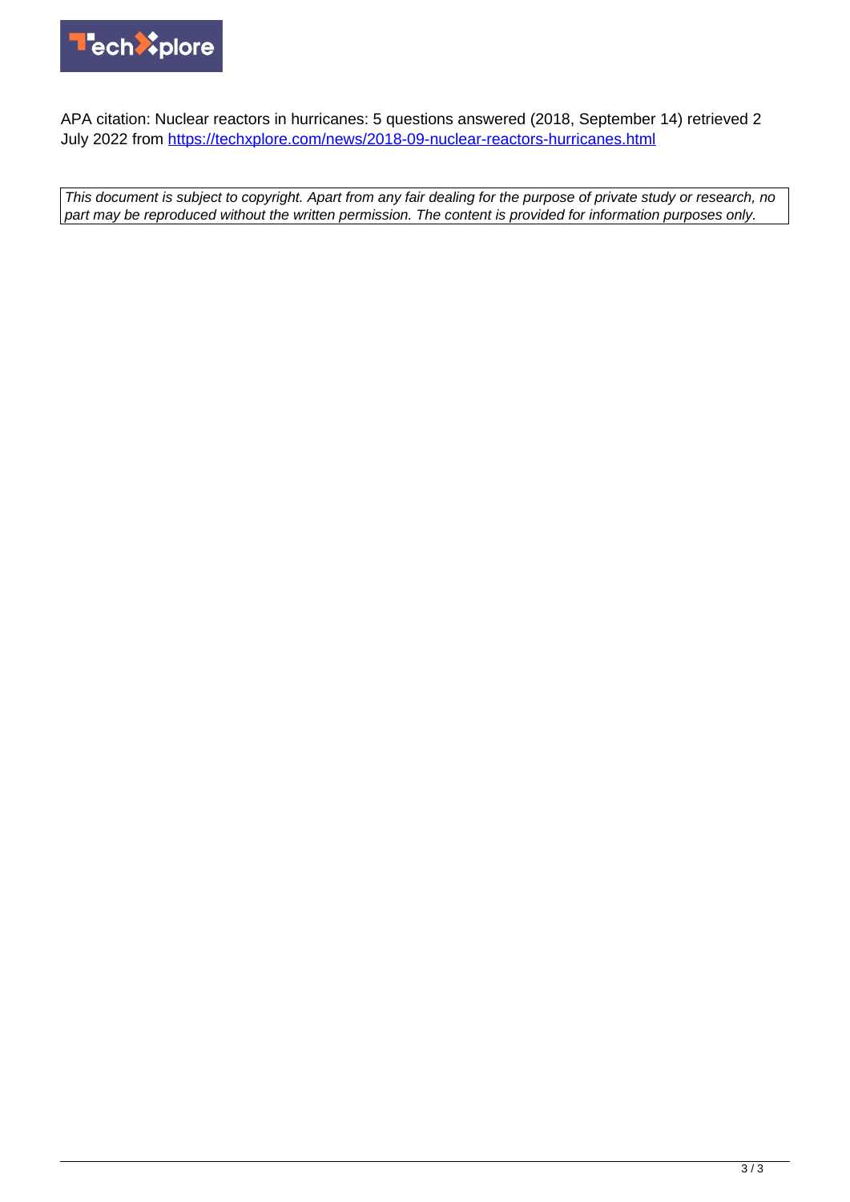APA citation: Nuclear reactors in hurricanes: 5 questions answered (2018, September 14) retrieved 2 July 2022 from https://techxplore.com/news/2018-09-nuclear-reactors-hurricanes.html

*This document is subject to copyright. Apart from any fair dealing for the purpose of private study or research, no part may be reproduced without the written permission. The content is provided for information purposes only.*